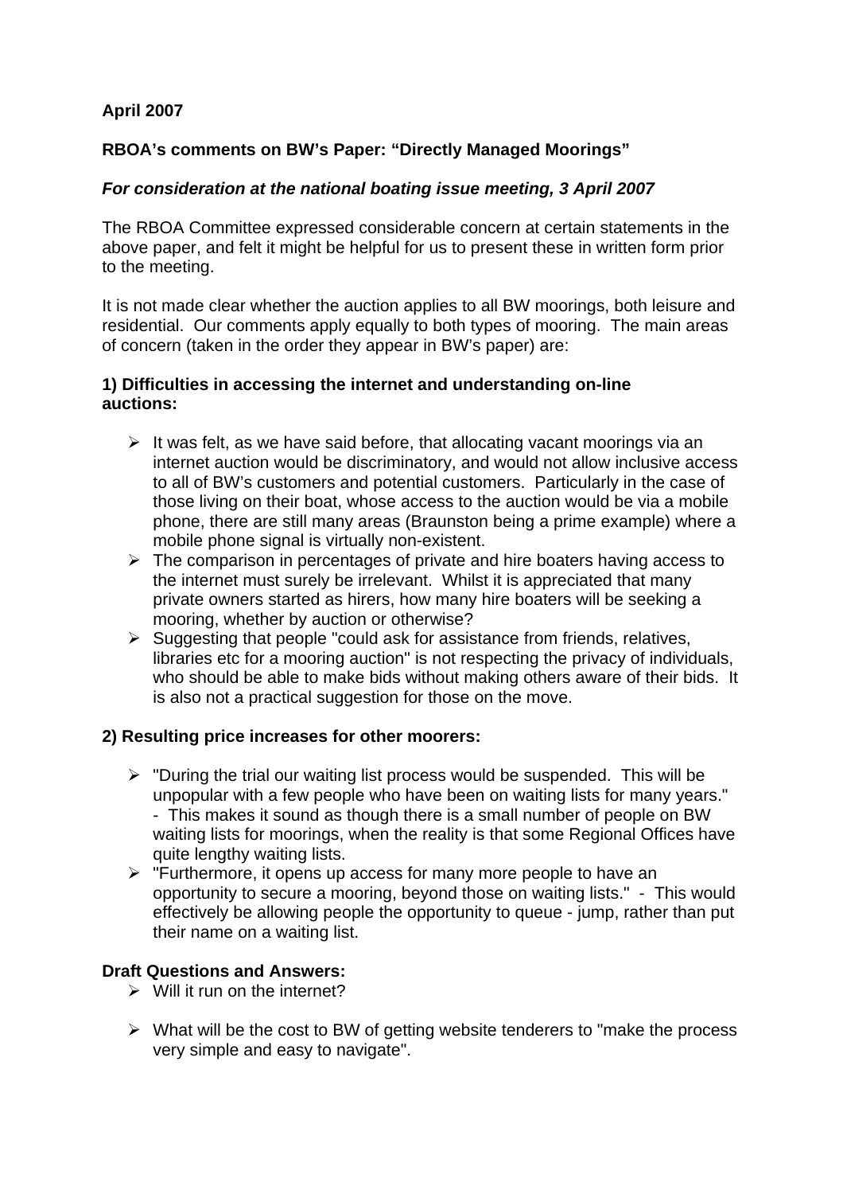**April 2007**

**RBOA's comments on BW's Paper: "Directly Managed Moorings"**

***For consideration at the national boating issue meeting, 3 April 2007***

The RBOA Committee expressed considerable concern at certain statements in the above paper, and felt it might be helpful for us to present these in written form prior to the meeting.

It is not made clear whether the auction applies to all BW moorings, both leisure and residential. Our comments apply equally to both types of mooring. The main areas of concern (taken in the order they appear in BW's paper) are:

**1) Difficulties in accessing the internet and understanding on-line auctions:**

- It was felt, as we have said before, that allocating vacant moorings via an internet auction would be discriminatory, and would not allow inclusive access to all of BW's customers and potential customers. Particularly in the case of those living on their boat, whose access to the auction would be via a mobile phone, there are still many areas (Braunston being a prime example) where a mobile phone signal is virtually non-existent.
- The comparison in percentages of private and hire boaters having access to the internet must surely be irrelevant. Whilst it is appreciated that many private owners started as hirers, how many hire boaters will be seeking a mooring, whether by auction or otherwise?
- Suggesting that people "could ask for assistance from friends, relatives, libraries etc for a mooring auction" is not respecting the privacy of individuals, who should be able to make bids without making others aware of their bids. It is also not a practical suggestion for those on the move.

**2) Resulting price increases for other moorers:**

- "During the trial our waiting list process would be suspended. This will be unpopular with a few people who have been on waiting lists for many years." - This makes it sound as though there is a small number of people on BW waiting lists for moorings, when the reality is that some Regional Offices have quite lengthy waiting lists.
- "Furthermore, it opens up access for many more people to have an opportunity to secure a mooring, beyond those on waiting lists." - This would effectively be allowing people the opportunity to queue - jump, rather than put their name on a waiting list.

**Draft Questions and Answers:**

- Will it run on the internet?
- What will be the cost to BW of getting website tenderers to "make the process very simple and easy to navigate".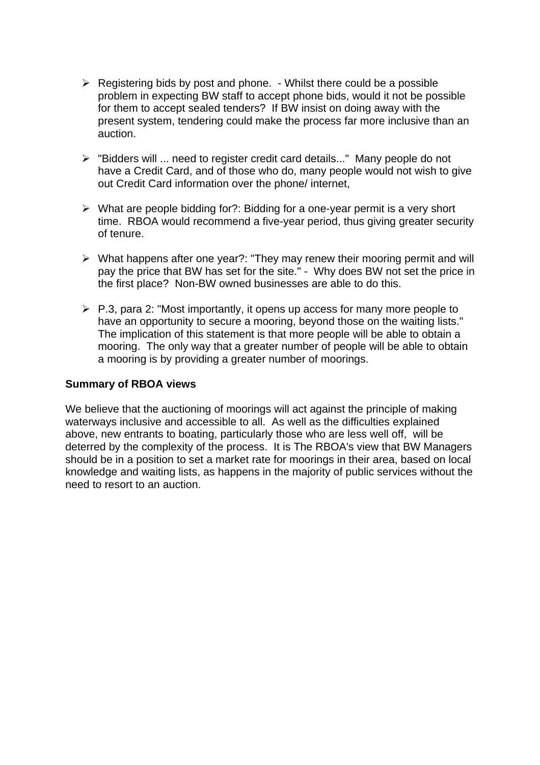- Registering bids by post and phone. - Whilst there could be a possible problem in expecting BW staff to accept phone bids, would it not be possible for them to accept sealed tenders? If BW insist on doing away with the present system, tendering could make the process far more inclusive than an auction.

- "Bidders will ... need to register credit card details..." Many people do not have a Credit Card, and of those who do, many people would not wish to give out Credit Card information over the phone/ internet,

- What are people bidding for?: Bidding for a one-year permit is a very short time. RBOA would recommend a five-year period, thus giving greater security of tenure.

- What happens after one year?: "They may renew their mooring permit and will pay the price that BW has set for the site." - Why does BW not set the price in the first place? Non-BW owned businesses are able to do this.

- P.3, para 2: "Most importantly, it opens up access for many more people to have an opportunity to secure a mooring, beyond those on the waiting lists." The implication of this statement is that more people will be able to obtain a mooring. The only way that a greater number of people will be able to obtain a mooring is by providing a greater number of moorings.

**Summary of RBOA views**

We believe that the auctioning of moorings will act against the principle of making waterways inclusive and accessible to all. As well as the difficulties explained above, new entrants to boating, particularly those who are less well off, will be deterred by the complexity of the process. It is The RBOA's view that BW Managers should be in a position to set a market rate for moorings in their area, based on local knowledge and waiting lists, as happens in the majority of public services without the need to resort to an auction.